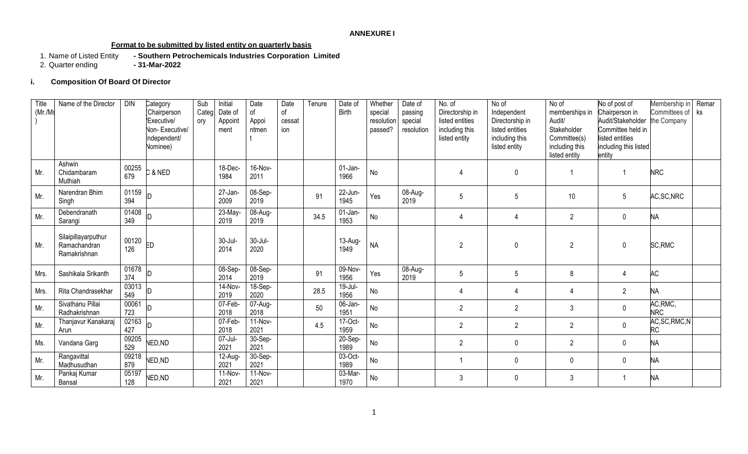**ANNEXURE I**

**Format to be submitted by listed entity on quarterly basis**

1. Name of Listed Entity **- Southern Petrochemicals Industries Corporation Limited**
2. Quarter ending **- 31-Mar-2022**

### i. Composition Of Board Of Director

| Title (Mr./Ms) | Name of the Director | DIN | Category (Chairperson /Executive/ Non- Executive/ independent/ Nominee) | Sub Category | Initial Date of Appointment | Date of Appointment | Date of cessation | Tenure | Date of Birth | Whether special resolution passed? | Date of passing special resolution | No. of Directorship in listed entities including this listed entity | No of Independent Directorship in listed entities including this listed entity | No of memberships in Audit/ Stakeholder Committee(s) including this listed entity | No of post of Chairperson in Audit/Stakeholder Committee held in listed entities including this listed entity | Membership in Committees of the Company | Remarks |
|---|---|---|---|---|---|---|---|---|---|---|---|---|---|---|---|---|---|
| Mr. | Ashwin Chidambaram Muthiah | 00255679 | C & NED | | 18-Dec-1984 | 16-Nov-2011 | | | 01-Jan-1966 | No | | 4 | 0 | 1 | 1 | NRC | |
| Mr. | Narendran Bhim Singh | 01159394 | ID | | 27-Jan-2009 | 08-Sep-2019 | | 91 | 22-Jun-1945 | Yes | 08-Aug-2019 | 5 | 5 | 10 | 5 | AC,SC,NRC | |
| Mr. | Debendranath Sarangi | 01408349 | ID | | 23-May-2019 | 08-Aug-2019 | | 34.5 | 01-Jan-1953 | No | | 4 | 4 | 2 | 0 | NA | |
| Mr. | Silaipillayarputhur Ramachandran Ramakrishnan | 00120126 | ED | | 30-Jul-2014 | 30-Jul-2020 | | | 13-Aug-1949 | NA | | 2 | 0 | 2 | 0 | SC,RMC | |
| Mrs. | Sashikala Srikanth | 01678374 | ID | | 08-Sep-2014 | 08-Sep-2019 | | 91 | 09-Nov-1956 | Yes | 08-Aug-2019 | 5 | 5 | 8 | 4 | AC | |
| Mrs. | Rita Chandrasekhar | 03013549 | ID | | 14-Nov-2019 | 18-Sep-2020 | | 28.5 | 19-Jul-1956 | No | | 4 | 4 | 4 | 2 | NA | |
| Mr. | Sivathanu Pillai Radhakrishnan | 00061723 | ID | | 07-Feb-2018 | 07-Aug-2018 | | 50 | 06-Jan-1951 | No | | 2 | 2 | 3 | 0 | AC,RMC, NRC | |
| Mr. | Thanjavur Kanakaraj Arun | 02163427 | ID | | 07-Feb-2018 | 11-Nov-2021 | | 4.5 | 17-Oct-1959 | No | | 2 | 2 | 2 | 0 | AC,SC,RMC,NRC | |
| Ms. | Vandana Garg | 09205529 | NED,ND | | 07-Jul-2021 | 30-Sep-2021 | | | 20-Sep-1989 | No | | 2 | 0 | 2 | 0 | NA | |
| Mr. | Rangavittal Madhusudhan | 09218879 | NED,ND | | 12-Aug-2021 | 30-Sep-2021 | | | 03-Oct-1989 | No | | 1 | 0 | 0 | 0 | NA | |
| Mr. | Pankaj Kumar Bansal | 05197128 | NED,ND | | 11-Nov-2021 | 11-Nov-2021 | | | 03-Mar-1970 | No | | 3 | 0 | 3 | 1 | NA | |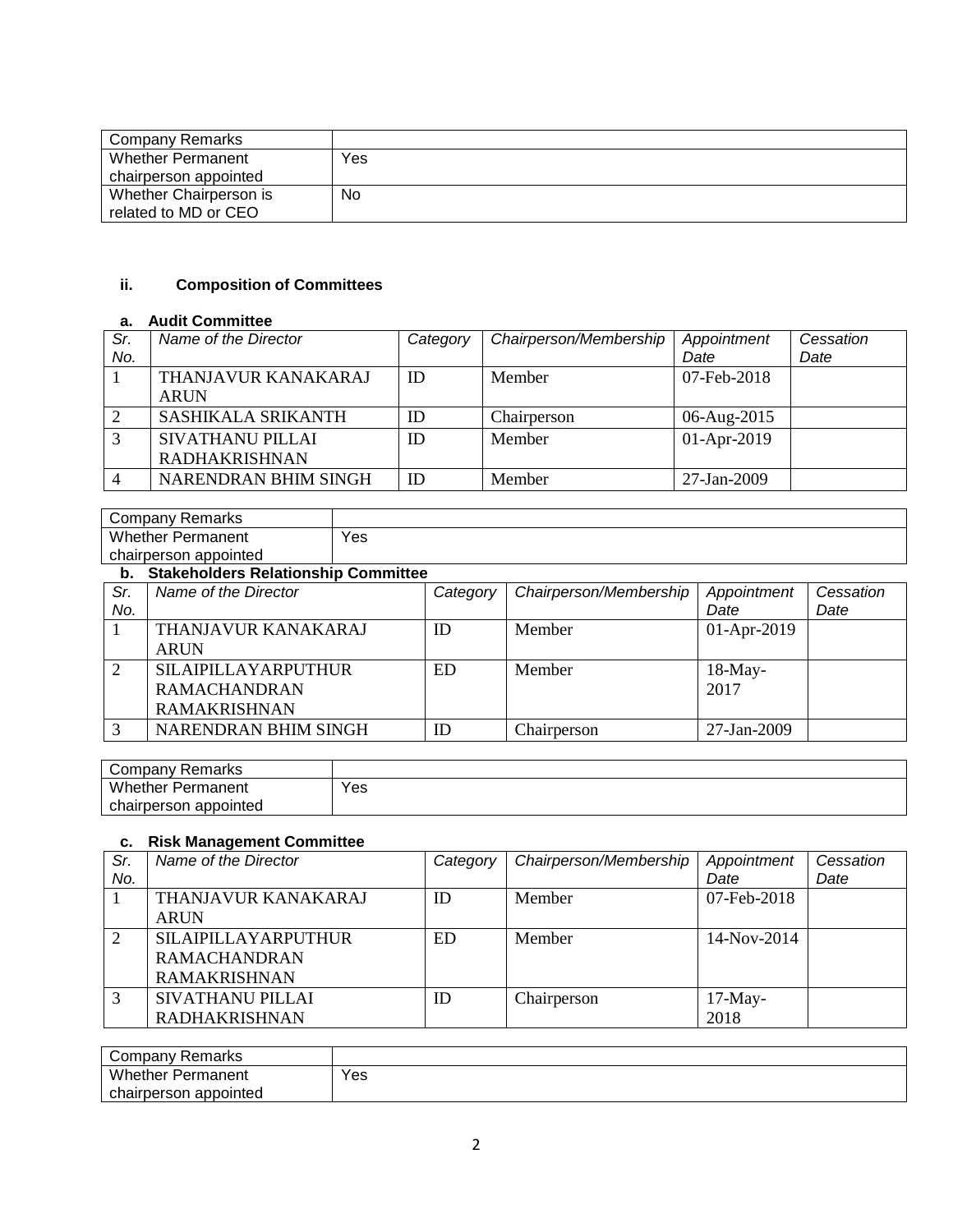| Company Remarks | |
|---|---|
| Whether Permanent chairperson appointed | Yes |
| Whether Chairperson is related to MD or CEO | No |

### ii. Composition of Committees

#### a. Audit Committee

| *Sr. No.* | *Name of the Director* | *Category* | *Chairperson/Membership* | *Appointment Date* | *Cessation Date* |
|---|---|---|---|---|---|
| 1 | THANJAVUR KANAKARAJ ARUN | ID | Member | 07-Feb-2018 | |
| 2 | SASHIKALA SRIKANTH | ID | Chairperson | 06-Aug-2015 | |
| 3 | SIVATHANU PILLAI RADHAKRISHNAN | ID | Member | 01-Apr-2019 | |
| 4 | NARENDRAN BHIM SINGH | ID | Member | 27-Jan-2009 | |

| Company Remarks | |
|---|---|
| Whether Permanent chairperson appointed | Yes |

#### b. Stakeholders Relationship Committee

| *Sr. No.* | *Name of the Director* | *Category* | *Chairperson/Membership* | *Appointment Date* | *Cessation Date* |
|---|---|---|---|---|---|
| 1 | THANJAVUR KANAKARAJ ARUN | ID | Member | 01-Apr-2019 | |
| 2 | SILAIPILLAYARPUTHUR RAMACHANDRAN RAMAKRISHNAN | ED | Member | 18-May-2017 | |
| 3 | NARENDRAN BHIM SINGH | ID | Chairperson | 27-Jan-2009 | |

| Company Remarks | |
|---|---|
| Whether Permanent chairperson appointed | Yes |

#### c. Risk Management Committee

| *Sr. No.* | *Name of the Director* | *Category* | *Chairperson/Membership* | *Appointment Date* | *Cessation Date* |
|---|---|---|---|---|---|
| 1 | THANJAVUR KANAKARAJ ARUN | ID | Member | 07-Feb-2018 | |
| 2 | SILAIPILLAYARPUTHUR RAMACHANDRAN RAMAKRISHNAN | ED | Member | 14-Nov-2014 | |
| 3 | SIVATHANU PILLAI RADHAKRISHNAN | ID | Chairperson | 17-May-2018 | |

| Company Remarks | |
|---|---|
| Whether Permanent chairperson appointed | Yes |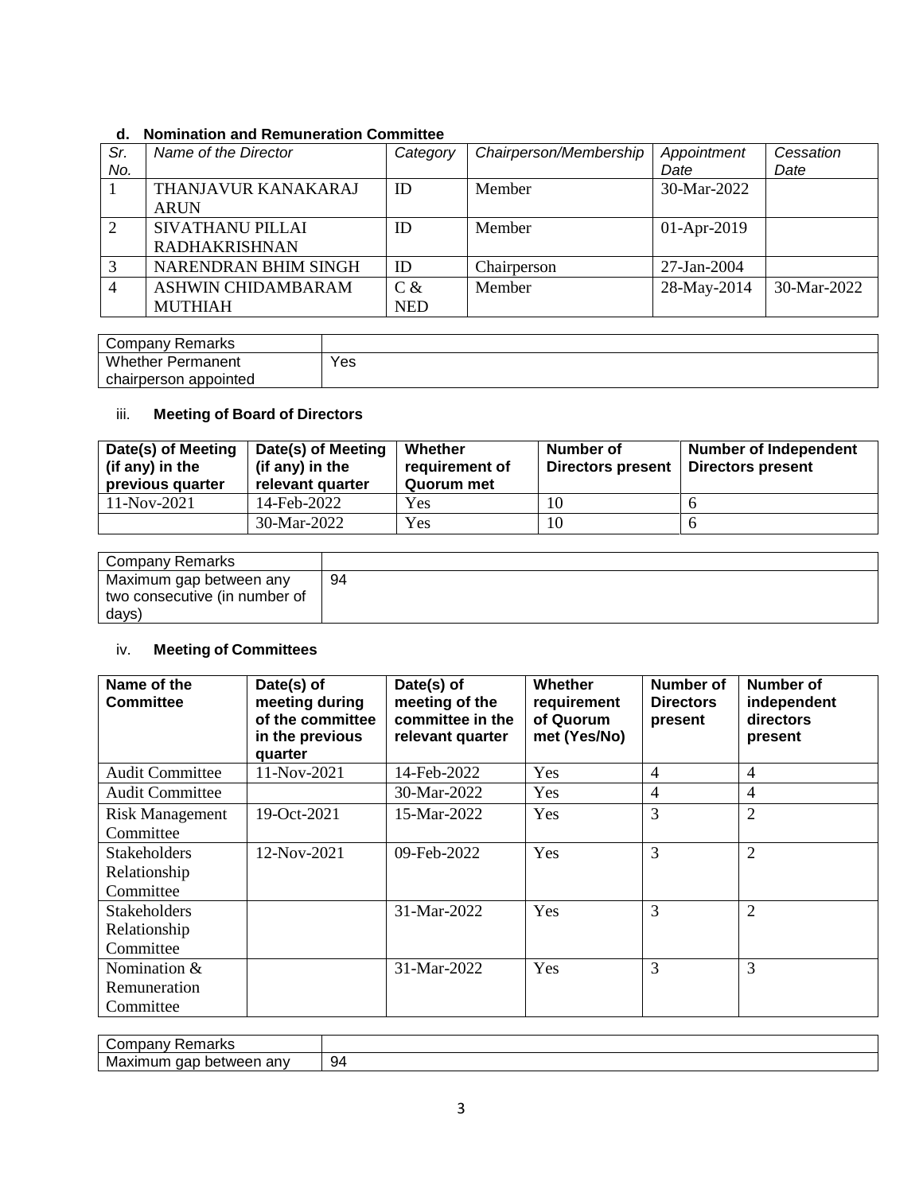#### d. Nomination and Remuneration Committee

| *Sr. No.* | *Name of the Director* | *Category* | *Chairperson/Membership* | *Appointment Date* | *Cessation Date* |
|---|---|---|---|---|---|
| 1 | THANJAVUR KANAKARAJ ARUN | ID | Member | 30-Mar-2022 | |
| 2 | SIVATHANU PILLAI RADHAKRISHNAN | ID | Member | 01-Apr-2019 | |
| 3 | NARENDRAN BHIM SINGH | ID | Chairperson | 27-Jan-2004 | |
| 4 | ASHWIN CHIDAMBARAM MUTHIAH | C & NED | Member | 28-May-2014 | 30-Mar-2022 |

| Company Remarks | |
|---|---|
| Whether Permanent chairperson appointed | Yes |

### iii. Meeting of Board of Directors

| Date(s) of Meeting (if any) in the previous quarter | Date(s) of Meeting (if any) in the relevant quarter | Whether requirement of Quorum met | Number of Directors present | Number of Independent Directors present |
|---|---|---|---|---|
| 11-Nov-2021 | 14-Feb-2022 | Yes | 10 | 6 |
| | 30-Mar-2022 | Yes | 10 | 6 |

| Company Remarks | |
|---|---|
| Maximum gap between any two consecutive (in number of days) | 94 |

### iv. Meeting of Committees

| Name of the Committee | Date(s) of meeting during of the committee in the previous quarter | Date(s) of meeting of the committee in the relevant quarter | Whether requirement of Quorum met (Yes/No) | Number of Directors present | Number of independent directors present |
|---|---|---|---|---|---|
| Audit Committee | 11-Nov-2021 | 14-Feb-2022 | Yes | 4 | 4 |
| Audit Committee | | 30-Mar-2022 | Yes | 4 | 4 |
| Risk Management Committee | 19-Oct-2021 | 15-Mar-2022 | Yes | 3 | 2 |
| Stakeholders Relationship Committee | 12-Nov-2021 | 09-Feb-2022 | Yes | 3 | 2 |
| Stakeholders Relationship Committee | | 31-Mar-2022 | Yes | 3 | 2 |
| Nomination & Remuneration Committee | | 31-Mar-2022 | Yes | 3 | 3 |

| Company Remarks | |
|---|---|
| Maximum gap between any | 94 |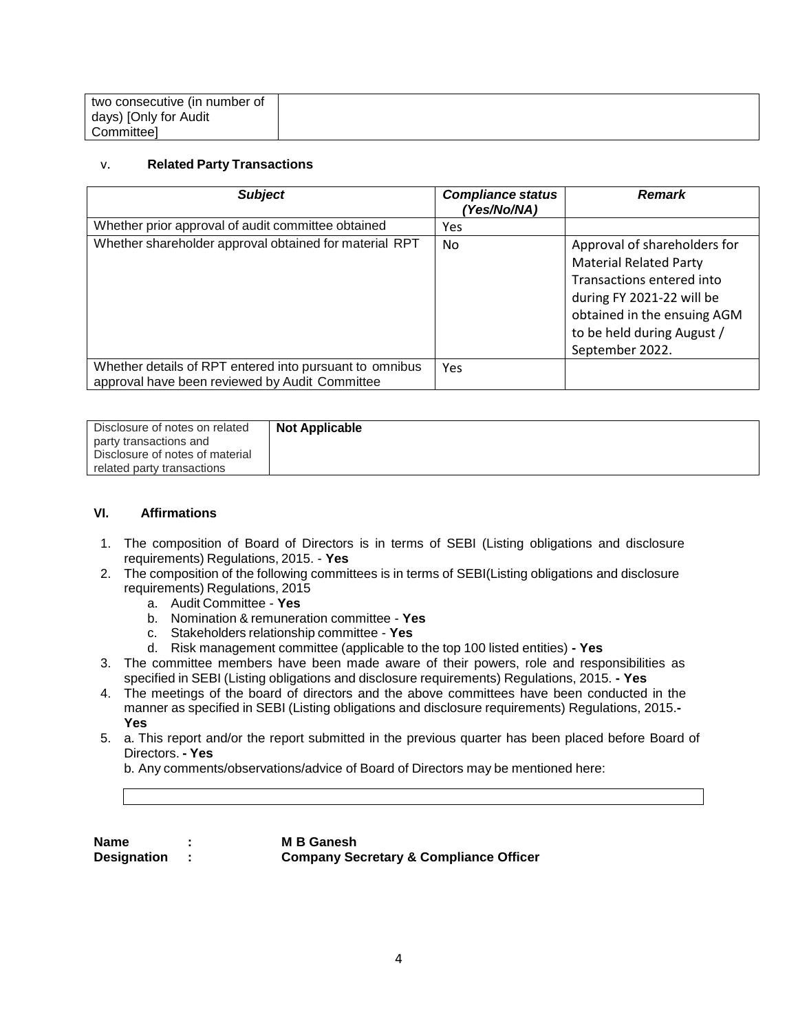| two consecutive (in number of days) [Only for Audit Committee] | |
|---|---|

v. **Related Party Transactions**

| ***Subject*** | ***Compliance status (Yes/No/NA)*** | ***Remark*** |
|---|---|---|
| Whether prior approval of audit committee obtained | Yes | |
| Whether shareholder approval obtained for material RPT | No | Approval of shareholders for Material Related Party Transactions entered into during FY 2021-22 will be obtained in the ensuing AGM to be held during August / September 2022. |
| Whether details of RPT entered into pursuant to omnibus approval have been reviewed by Audit Committee | Yes | |

| Disclosure of notes on related party transactions and Disclosure of notes of material related party transactions | **Not Applicable** |
|---|---|

**VI. Affirmations**

1. The composition of Board of Directors is in terms of SEBI (Listing obligations and disclosure requirements) Regulations, 2015. - **Yes**
2. The composition of the following committees is in terms of SEBI(Listing obligations and disclosure requirements) Regulations, 2015
   a. Audit Committee - **Yes**
   b. Nomination & remuneration committee - **Yes**
   c. Stakeholders relationship committee - **Yes**
   d. Risk management committee (applicable to the top 100 listed entities) **- Yes**
3. The committee members have been made aware of their powers, role and responsibilities as specified in SEBI (Listing obligations and disclosure requirements) Regulations, 2015. **- Yes**
4. The meetings of the board of directors and the above committees have been conducted in the manner as specified in SEBI (Listing obligations and disclosure requirements) Regulations, 2015.**- Yes**
5. a. This report and/or the report submitted in the previous quarter has been placed before Board of Directors. **- Yes**

   b. Any comments/observations/advice of Board of Directors may be mentioned here:

| |
|---|

**Name :** **M B Ganesh**
**Designation :** **Company Secretary & Compliance Officer**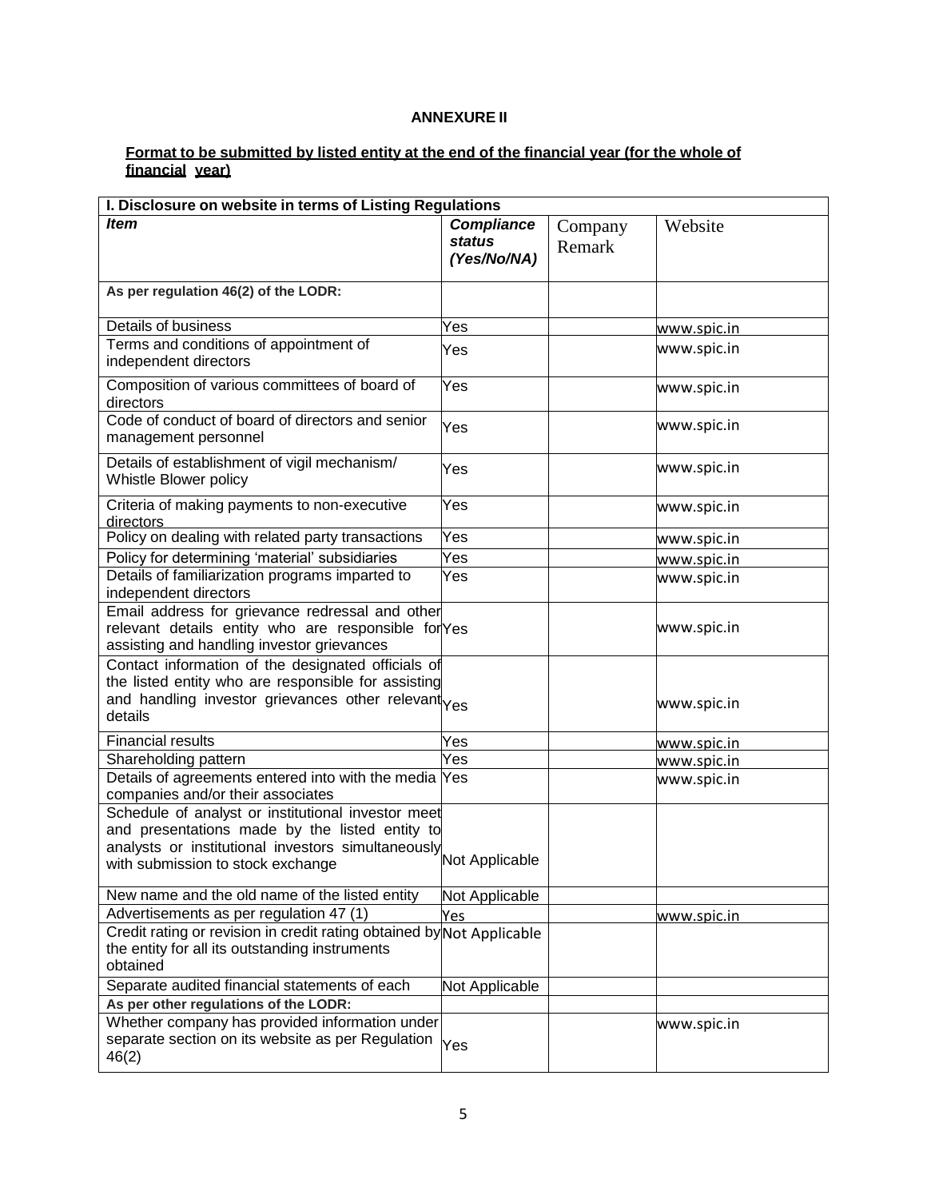**ANNEXURE II**

**Format to be submitted by listed entity at the end of the financial year (for the whole of financial year)**

| I. Disclosure on website in terms of Listing Regulations | | | |
|---|---|---|---|
| ***Item*** | ***Compliance status (Yes/No/NA)*** | Company Remark | Website |
| **As per regulation 46(2) of the LODR:** | | | |
| Details of business | Yes | | www.spic.in |
| Terms and conditions of appointment of independent directors | Yes | | www.spic.in |
| Composition of various committees of board of directors | Yes | | www.spic.in |
| Code of conduct of board of directors and senior management personnel | Yes | | www.spic.in |
| Details of establishment of vigil mechanism/ Whistle Blower policy | Yes | | www.spic.in |
| Criteria of making payments to non-executive directors | Yes | | www.spic.in |
| Policy on dealing with related party transactions | Yes | | www.spic.in |
| Policy for determining 'material' subsidiaries | Yes | | www.spic.in |
| Details of familiarization programs imparted to independent directors | Yes | | www.spic.in |
| Email address for grievance redressal and other relevant details entity who are responsible for assisting and handling investor grievances | Yes | | www.spic.in |
| Contact information of the designated officials of the listed entity who are responsible for assisting and handling investor grievances other relevant details | Yes | | www.spic.in |
| Financial results | Yes | | www.spic.in |
| Shareholding pattern | Yes | | www.spic.in |
| Details of agreements entered into with the media companies and/or their associates | Yes | | www.spic.in |
| Schedule of analyst or institutional investor meet and presentations made by the listed entity to analysts or institutional investors simultaneously with submission to stock exchange | Not Applicable | | |
| New name and the old name of the listed entity | Not Applicable | | |
| Advertisements as per regulation 47 (1) | Yes | | www.spic.in |
| Credit rating or revision in credit rating obtained by the entity for all its outstanding instruments obtained | Not Applicable | | |
| Separate audited financial statements of each | Not Applicable | | |
| **As per other regulations of the LODR:** | | | |
| Whether company has provided information under separate section on its website as per Regulation 46(2) | Yes | | www.spic.in |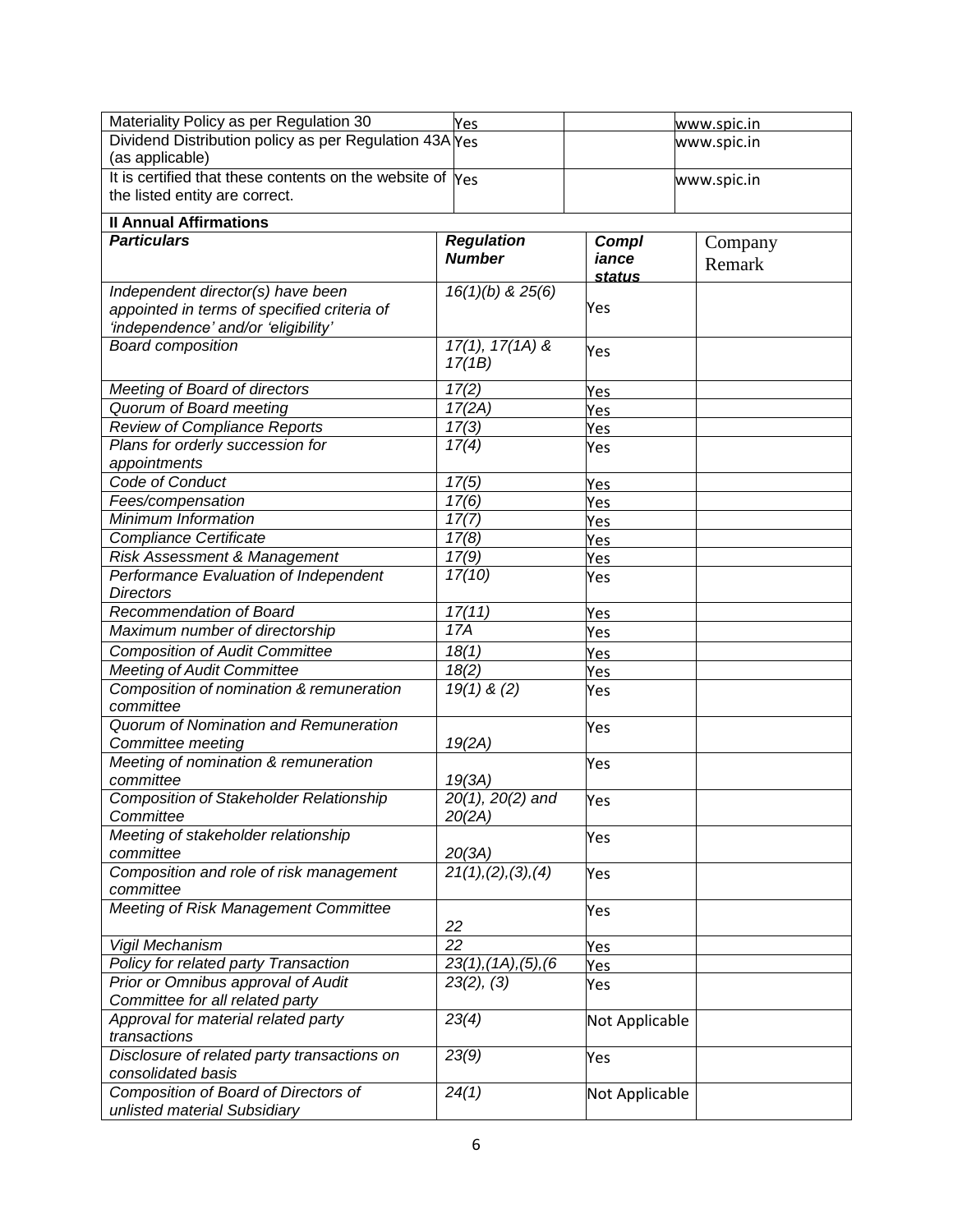| Materiality Policy as per Regulation 30 | Yes | | www.spic.in |
|---|---|---|---|
| Dividend Distribution policy as per Regulation 43A (as applicable) | Yes | | www.spic.in |
| It is certified that these contents on the website of the listed entity are correct. | Yes | | www.spic.in |

**II Annual Affirmations**

| ***Particulars*** | ***Regulation Number*** | ***Compliance status*** | Company Remark |
|---|---|---|---|
| *Independent director(s) have been appointed in terms of specified criteria of 'independence' and/or 'eligibility'* | *16(1)(b) & 25(6)* | Yes | |
| *Board composition* | *17(1), 17(1A) & 17(1B)* | Yes | |
| *Meeting of Board of directors* | *17(2)* | Yes | |
| *Quorum of Board meeting* | *17(2A)* | Yes | |
| *Review of Compliance Reports* | *17(3)* | Yes | |
| *Plans for orderly succession for appointments* | *17(4)* | Yes | |
| *Code of Conduct* | *17(5)* | Yes | |
| *Fees/compensation* | *17(6)* | Yes | |
| *Minimum Information* | *17(7)* | Yes | |
| *Compliance Certificate* | *17(8)* | Yes | |
| *Risk Assessment & Management* | *17(9)* | Yes | |
| *Performance Evaluation of Independent Directors* | *17(10)* | Yes | |
| *Recommendation of Board* | *17(11)* | Yes | |
| *Maximum number of directorship* | *17A* | Yes | |
| *Composition of Audit Committee* | *18(1)* | Yes | |
| *Meeting of Audit Committee* | *18(2)* | Yes | |
| *Composition of nomination & remuneration committee* | *19(1) & (2)* | Yes | |
| *Quorum of Nomination and Remuneration Committee meeting* | *19(2A)* | Yes | |
| *Meeting of nomination & remuneration committee* | *19(3A)* | Yes | |
| *Composition of Stakeholder Relationship Committee* | *20(1), 20(2) and 20(2A)* | Yes | |
| *Meeting of stakeholder relationship committee* | *20(3A)* | Yes | |
| *Composition and role of risk management committee* | *21(1),(2),(3),(4)* | Yes | |
| *Meeting of Risk Management Committee* | *22* | Yes | |
| *Vigil Mechanism* | *22* | Yes | |
| *Policy for related party Transaction* | *23(1),(1A),(5),(6* | Yes | |
| *Prior or Omnibus approval of Audit Committee for all related party* | *23(2), (3)* | Yes | |
| *Approval for material related party transactions* | *23(4)* | Not Applicable | |
| *Disclosure of related party transactions on consolidated basis* | *23(9)* | Yes | |
| *Composition of Board of Directors of unlisted material Subsidiary* | *24(1)* | Not Applicable | |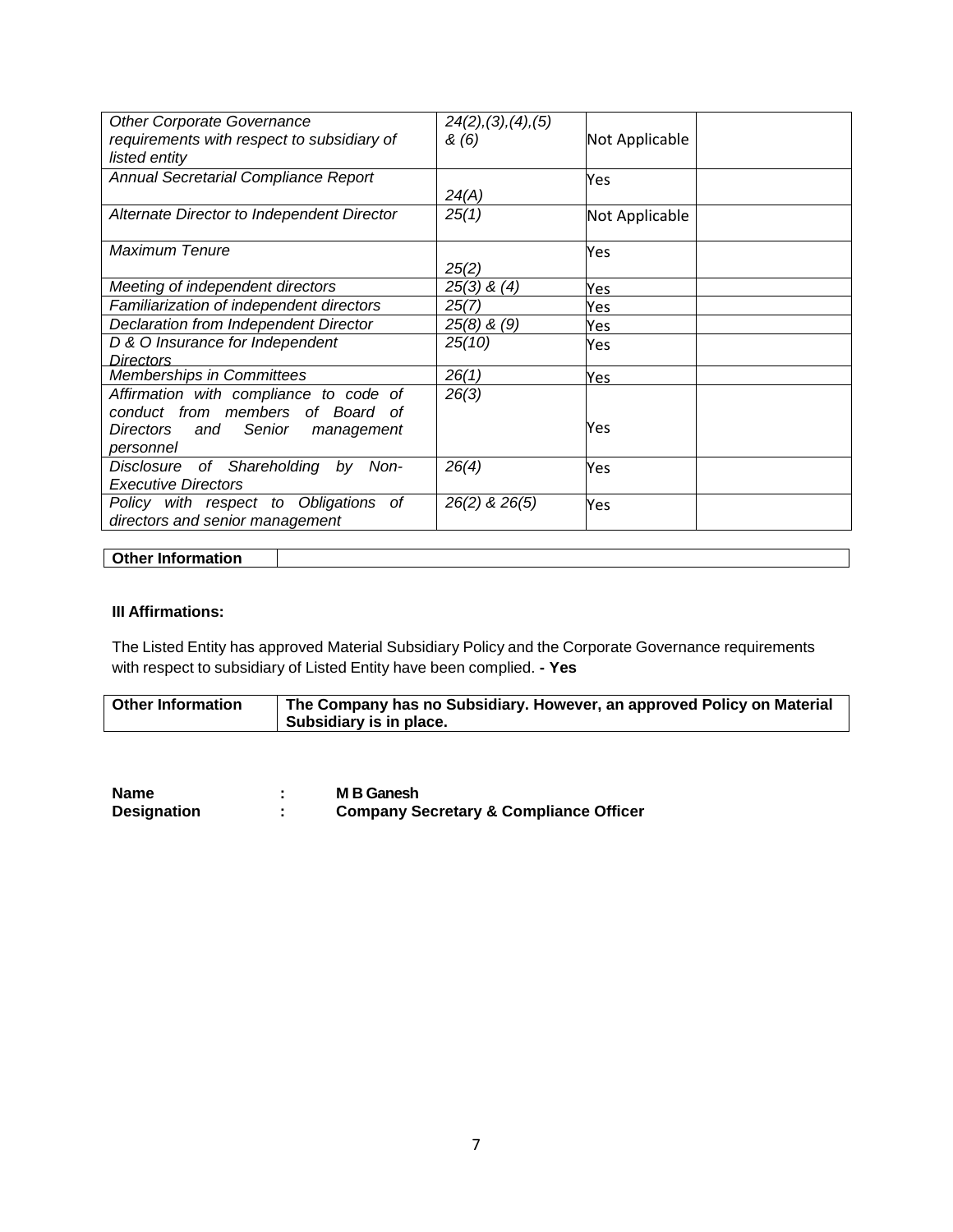| | | | |
|---|---|---|---|
| *Other Corporate Governance requirements with respect to subsidiary of listed entity* | *24(2),(3),(4),(5) & (6)* | Not Applicable | |
| *Annual Secretarial Compliance Report* | *24(A)* | Yes | |
| *Alternate Director to Independent Director* | *25(1)* | Not Applicable | |
| *Maximum Tenure* | *25(2)* | Yes | |
| *Meeting of independent directors* | *25(3) & (4)* | Yes | |
| *Familiarization of independent directors* | *25(7)* | Yes | |
| *Declaration from Independent Director* | *25(8) & (9)* | Yes | |
| *D & O Insurance for Independent Directors* | *25(10)* | Yes | |
| *Memberships in Committees* | *26(1)* | Yes | |
| *Affirmation with compliance to code of conduct from members of Board of Directors and Senior management personnel* | *26(3)* | Yes | |
| *Disclosure of Shareholding by Non-Executive Directors* | *26(4)* | Yes | |
| *Policy with respect to Obligations of directors and senior management* | *26(2) & 26(5)* | Yes | |

| **Other Information** | |
|---|---|

**III Affirmations:**

The Listed Entity has approved Material Subsidiary Policy and the Corporate Governance requirements with respect to subsidiary of Listed Entity have been complied. **- Yes**

| **Other Information** | **The Company has no Subsidiary. However, an approved Policy on Material Subsidiary is in place.** |
|---|---|

**Name** : **M B Ganesh**
**Designation** : **Company Secretary & Compliance Officer**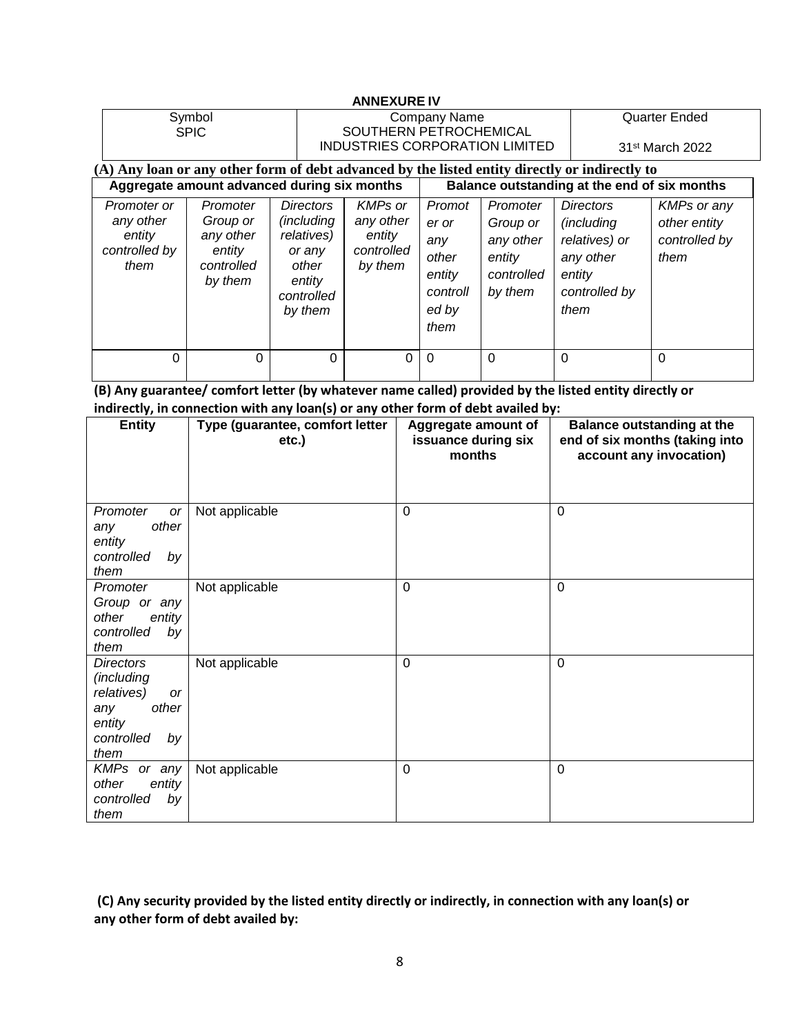**ANNEXURE IV**

| Symbol | Company Name | Quarter Ended |
|---|---|---|
| SPIC | SOUTHERN PETROCHEMICAL INDUSTRIES CORPORATION LIMITED | 31st March 2022 |

**(A) Any loan or any other form of debt advanced by the listed entity directly or indirectly to**

| Aggregate amount advanced during six months | | | | Balance outstanding at the end of six months | | | |
|---|---|---|---|---|---|---|---|
| *Promoter or any other entity controlled by them* | *Promoter Group or any other entity controlled by them* | *Directors (including relatives) or any other entity controlled by them* | *KMPs or any other entity controlled by them* | *Promoter or any other entity controlled by them* | *Promoter Group or any other entity controlled by them* | *Directors (including relatives) or any other entity controlled by them* | *KMPs or any other entity controlled by them* |
| 0 | 0 | 0 | 0 | 0 | 0 | 0 | 0 |

**(B) Any guarantee/ comfort letter (by whatever name called) provided by the listed entity directly or indirectly, in connection with any loan(s) or any other form of debt availed by:**

| Entity | Type (guarantee, comfort letter etc.) | Aggregate amount of issuance during six months | Balance outstanding at the end of six months (taking into account any invocation) |
|---|---|---|---|
| *Promoter or any other entity controlled by them* | Not applicable | 0 | 0 |
| *Promoter Group or any other entity controlled by them* | Not applicable | 0 | 0 |
| *Directors (including relatives) or any other entity controlled by them* | Not applicable | 0 | 0 |
| *KMPs or any other entity controlled by them* | Not applicable | 0 | 0 |

**(C) Any security provided by the listed entity directly or indirectly, in connection with any loan(s) or any other form of debt availed by:**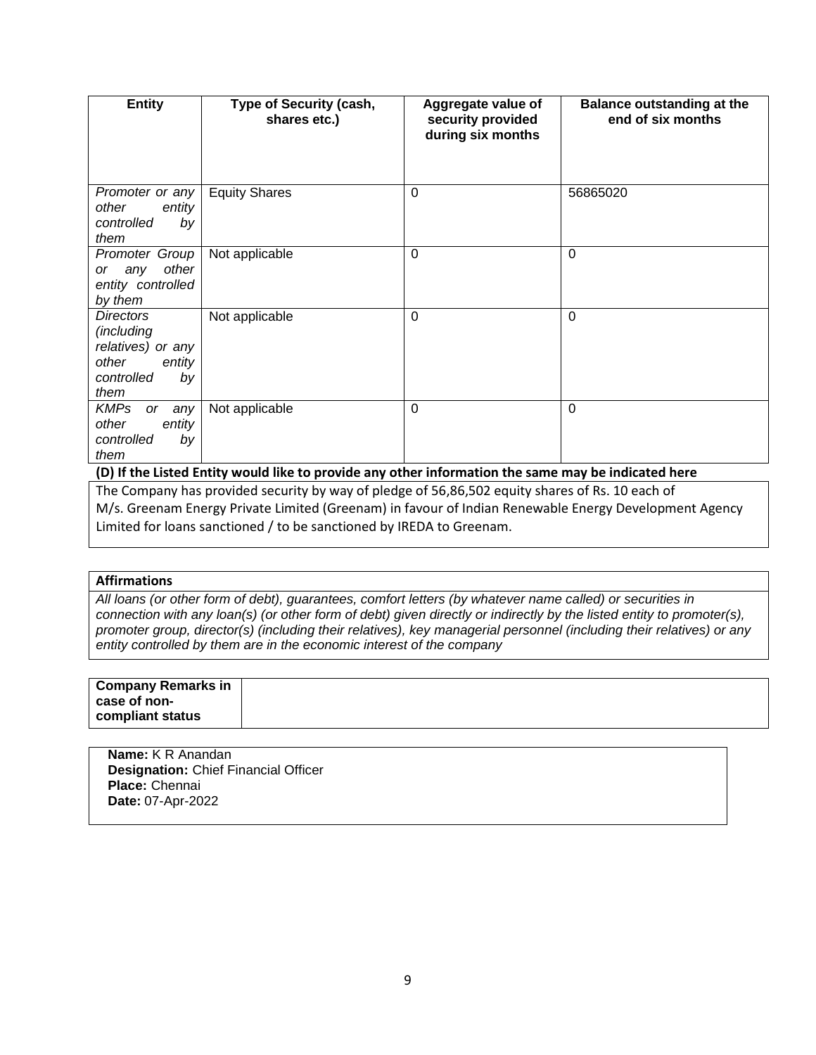| Entity | Type of Security (cash, shares etc.) | Aggregate value of security provided during six months | Balance outstanding at the end of six months |
|---|---|---|---|
| *Promoter or any other entity controlled by them* | Equity Shares | 0 | 56865020 |
| *Promoter Group or any other entity controlled by them* | Not applicable | 0 | 0 |
| *Directors (including relatives) or any other entity controlled by them* | Not applicable | 0 | 0 |
| *KMPs or any other entity controlled by them* | Not applicable | 0 | 0 |

**(D) If the Listed Entity would like to provide any other information the same may be indicated here**

The Company has provided security by way of pledge of 56,86,502 equity shares of Rs. 10 each of M/s. Greenam Energy Private Limited (Greenam) in favour of Indian Renewable Energy Development Agency Limited for loans sanctioned / to be sanctioned by IREDA to Greenam.

**Affirmations**

*All loans (or other form of debt), guarantees, comfort letters (by whatever name called) or securities in connection with any loan(s) (or other form of debt) given directly or indirectly by the listed entity to promoter(s), promoter group, director(s) (including their relatives), key managerial personnel (including their relatives) or any entity controlled by them are in the economic interest of the company*

| | |
|---|---|
| **Company Remarks in case of non-compliant status** | |

**Name:** K R Anandan
**Designation:** Chief Financial Officer
**Place:** Chennai
**Date:** 07-Apr-2022